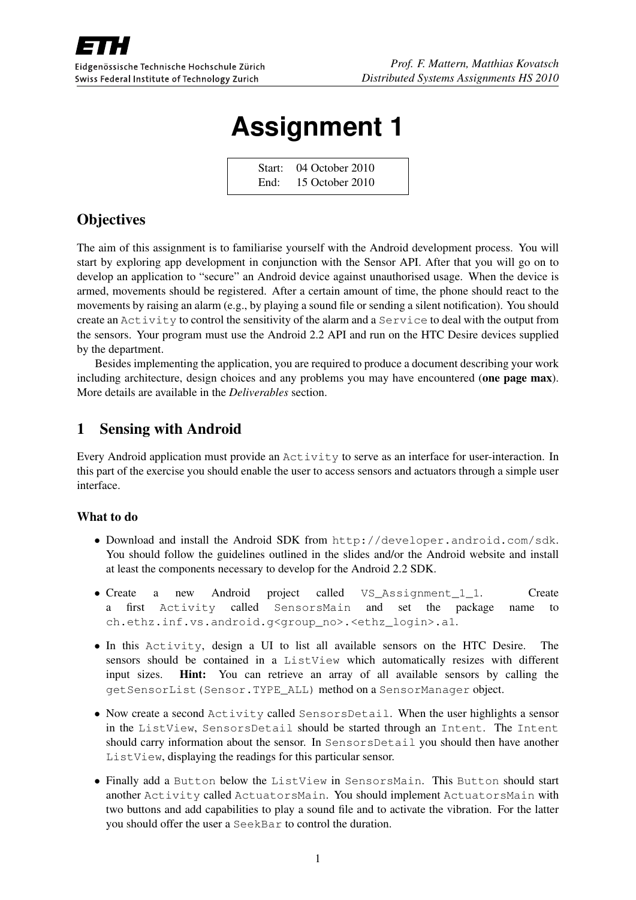# Assignment 1

| Start: | 04 October 2010 |
|---|---|
| End: | 15 October 2010 |

## Objectives

The aim of this assignment is to familiarise yourself with the Android development process. You will start by exploring app development in conjunction with the Sensor API. After that you will go on to develop an application to "secure" an Android device against unauthorised usage. When the device is armed, movements should be registered. After a certain amount of time, the phone should react to the movements by raising an alarm (e.g., by playing a sound file or sending a silent notification). You should create an `Activity` to control the sensitivity of the alarm and a `Service` to deal with the output from the sensors. Your program must use the Android 2.2 API and run on the HTC Desire devices supplied by the department.

Besides implementing the application, you are required to produce a document describing your work including architecture, design choices and any problems you may have encountered (**one page max**). More details are available in the *Deliverables* section.

## 1 Sensing with Android

Every Android application must provide an `Activity` to serve as an interface for user-interaction. In this part of the exercise you should enable the user to access sensors and actuators through a simple user interface.

### What to do

- Download and install the Android SDK from `http://developer.android.com/sdk`. You should follow the guidelines outlined in the slides and/or the Android website and install at least the components necessary to develop for the Android 2.2 SDK.
- Create a new Android project called `VS_Assignment_1_1`. Create a first `Activity` called `SensorsMain` and set the package name to `ch.ethz.inf.vs.android.g<group_no>.<ethz_login>.a1`.
- In this `Activity`, design a UI to list all available sensors on the HTC Desire. The sensors should be contained in a `ListView` which automatically resizes with different input sizes. **Hint:** You can retrieve an array of all available sensors by calling the `getSensorList(Sensor.TYPE_ALL)` method on a `SensorManager` object.
- Now create a second `Activity` called `SensorsDetail`. When the user highlights a sensor in the `ListView`, `SensorsDetail` should be started through an `Intent`. The `Intent` should carry information about the sensor. In `SensorsDetail` you should then have another `ListView`, displaying the readings for this particular sensor.
- Finally add a `Button` below the `ListView` in `SensorsMain`. This `Button` should start another `Activity` called `ActuatorsMain`. You should implement `ActuatorsMain` with two buttons and add capabilities to play a sound file and to activate the vibration. For the latter you should offer the user a `SeekBar` to control the duration.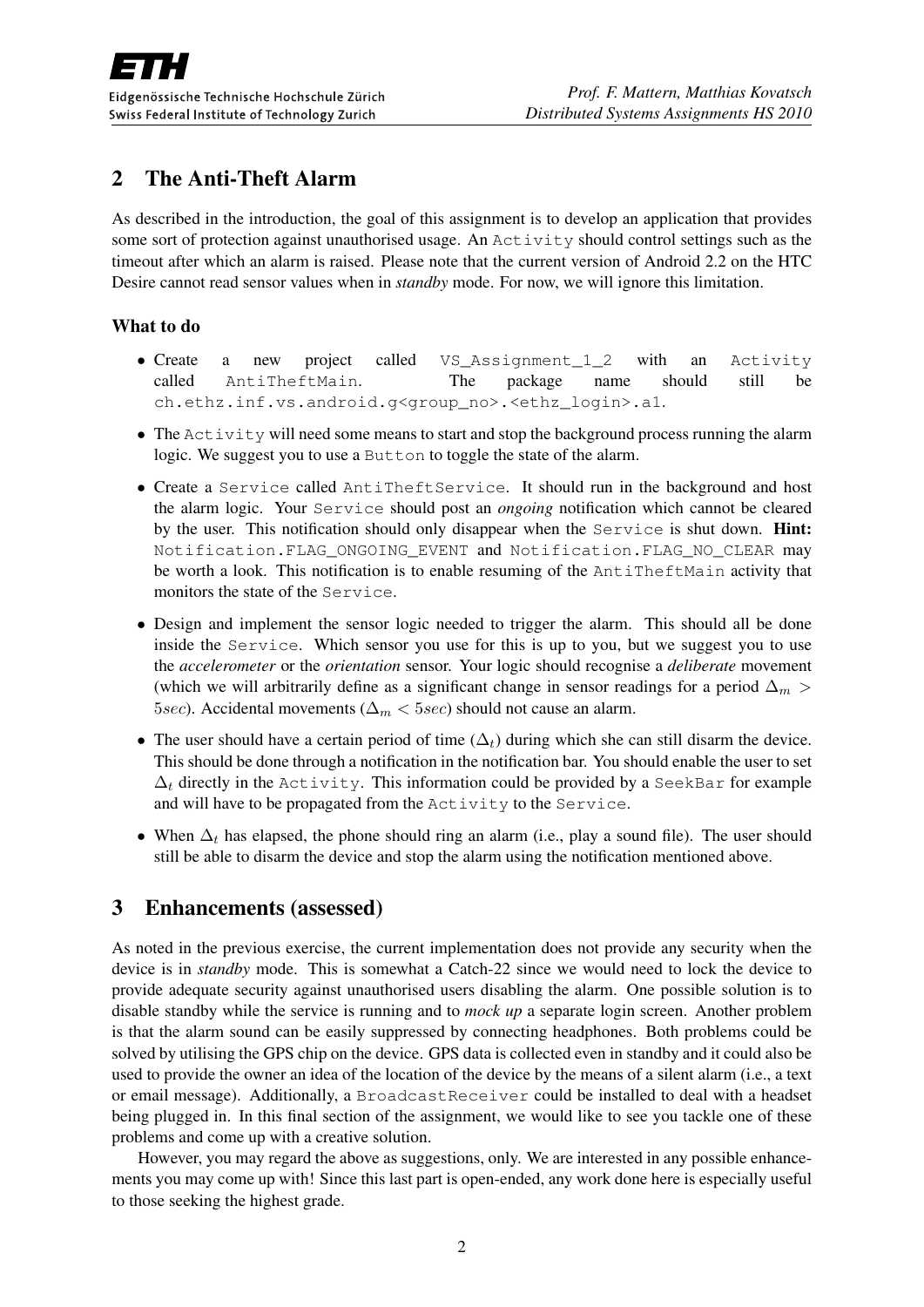## 2 The Anti-Theft Alarm

As described in the introduction, the goal of this assignment is to develop an application that provides some sort of protection against unauthorised usage. An `Activity` should control settings such as the timeout after which an alarm is raised. Please note that the current version of Android 2.2 on the HTC Desire cannot read sensor values when in *standby* mode. For now, we will ignore this limitation.

### What to do

- Create a new project called `VS_Assignment_1_2` with an `Activity` called `AntiTheftMain`. The package name should still be `ch.ethz.inf.vs.android.g<group_no>.<ethz_login>.a1`.
- The `Activity` will need some means to start and stop the background process running the alarm logic. We suggest you to use a `Button` to toggle the state of the alarm.
- Create a `Service` called `AntiTheftService`. It should run in the background and host the alarm logic. Your `Service` should post an *ongoing* notification which cannot be cleared by the user. This notification should only disappear when the `Service` is shut down. **Hint:** `Notification.FLAG_ONGOING_EVENT` and `Notification.FLAG_NO_CLEAR` may be worth a look. This notification is to enable resuming of the `AntiTheftMain` activity that monitors the state of the `Service`.
- Design and implement the sensor logic needed to trigger the alarm. This should all be done inside the `Service`. Which sensor you use for this is up to you, but we suggest you to use the *accelerometer* or the *orientation* sensor. Your logic should recognise a *deliberate* movement (which we will arbitrarily define as a significant change in sensor readings for a period $\Delta_m > 5sec$). Accidental movements ($\Delta_m < 5sec$) should not cause an alarm.
- The user should have a certain period of time ($\Delta_t$) during which she can still disarm the device. This should be done through a notification in the notification bar. You should enable the user to set $\Delta_t$ directly in the `Activity`. This information could be provided by a `SeekBar` for example and will have to be propagated from the `Activity` to the `Service`.
- When $\Delta_t$ has elapsed, the phone should ring an alarm (i.e., play a sound file). The user should still be able to disarm the device and stop the alarm using the notification mentioned above.

## 3 Enhancements (assessed)

As noted in the previous exercise, the current implementation does not provide any security when the device is in *standby* mode. This is somewhat a Catch-22 since we would need to lock the device to provide adequate security against unauthorised users disabling the alarm. One possible solution is to disable standby while the service is running and to *mock up* a separate login screen. Another problem is that the alarm sound can be easily suppressed by connecting headphones. Both problems could be solved by utilising the GPS chip on the device. GPS data is collected even in standby and it could also be used to provide the owner an idea of the location of the device by the means of a silent alarm (i.e., a text or email message). Additionally, a `BroadcastReceiver` could be installed to deal with a headset being plugged in. In this final section of the assignment, we would like to see you tackle one of these problems and come up with a creative solution.

However, you may regard the above as suggestions, only. We are interested in any possible enhancements you may come up with! Since this last part is open-ended, any work done here is especially useful to those seeking the highest grade.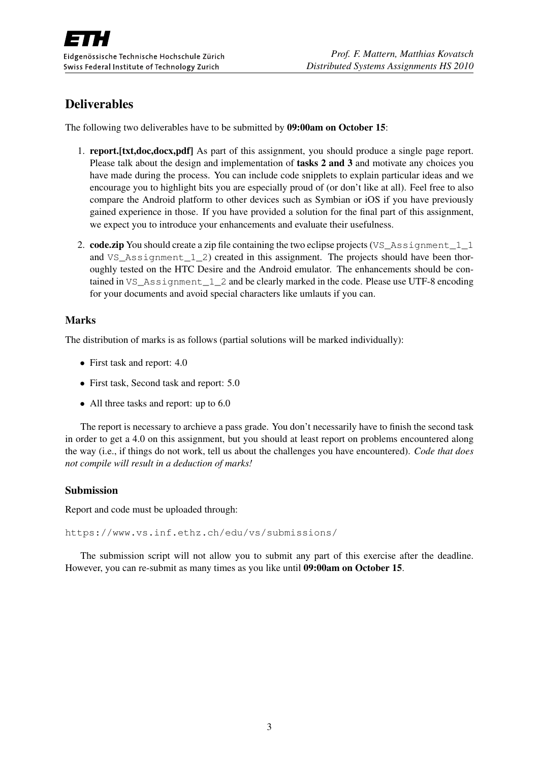## Deliverables

The following two deliverables have to be submitted by **09:00am on October 15**:

1. **report.[txt,doc,docx,pdf]** As part of this assignment, you should produce a single page report. Please talk about the design and implementation of **tasks 2 and 3** and motivate any choices you have made during the process. You can include code snipplets to explain particular ideas and we encourage you to highlight bits you are especially proud of (or don't like at all). Feel free to also compare the Android platform to other devices such as Symbian or iOS if you have previously gained experience in those. If you have provided a solution for the final part of this assignment, we expect you to introduce your enhancements and evaluate their usefulness.

2. **code.zip** You should create a zip file containing the two eclipse projects (`VS_Assignment_1_1` and `VS_Assignment_1_2`) created in this assignment. The projects should have been thoroughly tested on the HTC Desire and the Android emulator. The enhancements should be contained in `VS_Assignment_1_2` and be clearly marked in the code. Please use UTF-8 encoding for your documents and avoid special characters like umlauts if you can.

### Marks

The distribution of marks is as follows (partial solutions will be marked individually):

- First task and report: 4.0
- First task, Second task and report: 5.0
- All three tasks and report: up to 6.0

The report is necessary to archieve a pass grade. You don't necessarily have to finish the second task in order to get a 4.0 on this assignment, but you should at least report on problems encountered along the way (i.e., if things do not work, tell us about the challenges you have encountered). *Code that does not compile will result in a deduction of marks!*

### Submission

Report and code must be uploaded through:

```
https://www.vs.inf.ethz.ch/edu/vs/submissions/
```

The submission script will not allow you to submit any part of this exercise after the deadline. However, you can re-submit as many times as you like until **09:00am on October 15**.